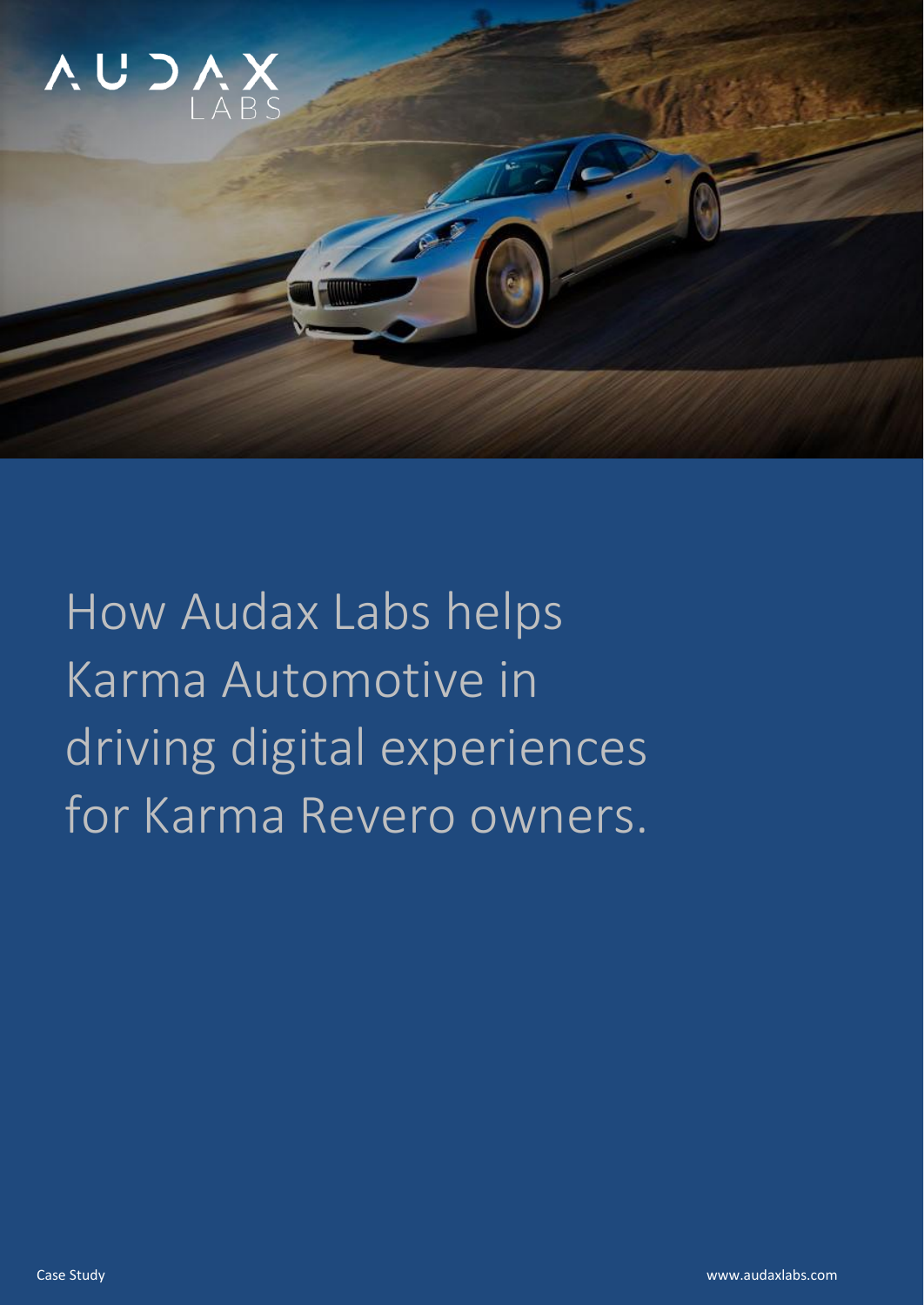AUDAX LABS

# How Audax Labs helps Karma Automotive in driving digital experiences for Karma Revero owners.

Case Study

www.audaxlabs.com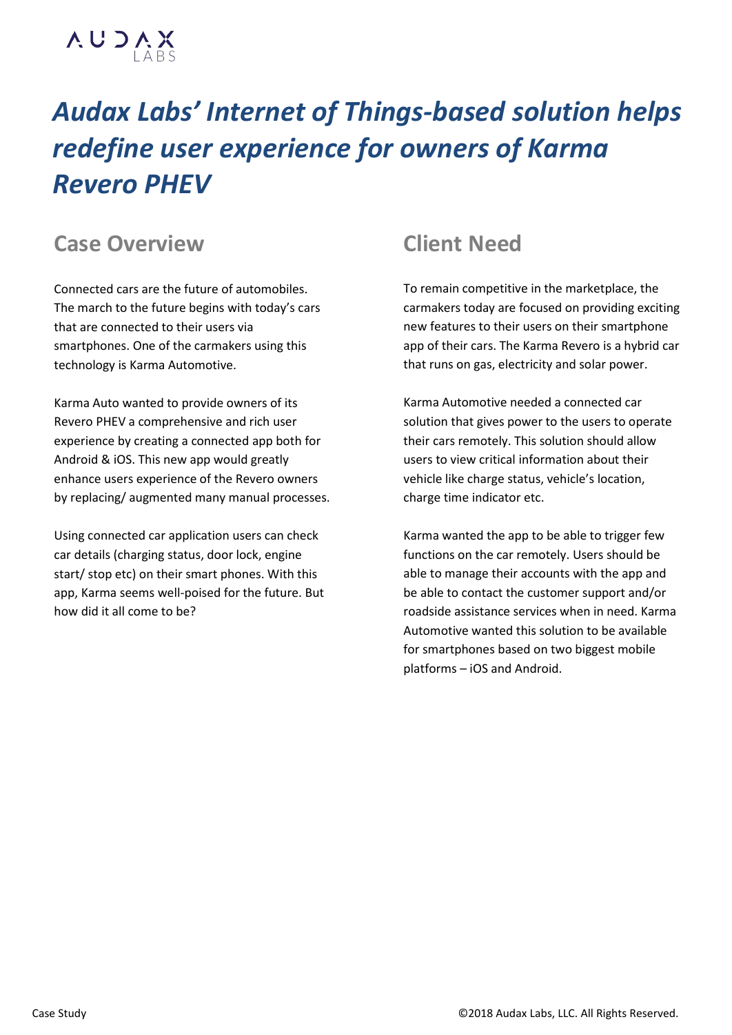# Audax Labs' Internet of Things-based solution helps redefine user experience for owners of Karma Revero PHEV

## Case Overview

Connected cars are the future of automobiles. The march to the future begins with today's cars that are connected to their users via smartphones. One of the carmakers using this technology is Karma Automotive.

Karma Auto wanted to provide owners of its Revero PHEV a comprehensive and rich user experience by creating a connected app both for Android & iOS. This new app would greatly enhance users experience of the Revero owners by replacing/ augmented many manual processes.

Using connected car application users can check car details (charging status, door lock, engine start/ stop etc) on their smart phones. With this app, Karma seems well-poised for the future. But how did it all come to be?

## Client Need

To remain competitive in the marketplace, the carmakers today are focused on providing exciting new features to their users on their smartphone app of their cars. The Karma Revero is a hybrid car that runs on gas, electricity and solar power.

Karma Automotive needed a connected car solution that gives power to the users to operate their cars remotely. This solution should allow users to view critical information about their vehicle like charge status, vehicle's location, charge time indicator etc.

Karma wanted the app to be able to trigger few functions on the car remotely. Users should be able to manage their accounts with the app and be able to contact the customer support and/or roadside assistance services when in need. Karma Automotive wanted this solution to be available for smartphones based on two biggest mobile platforms – iOS and Android.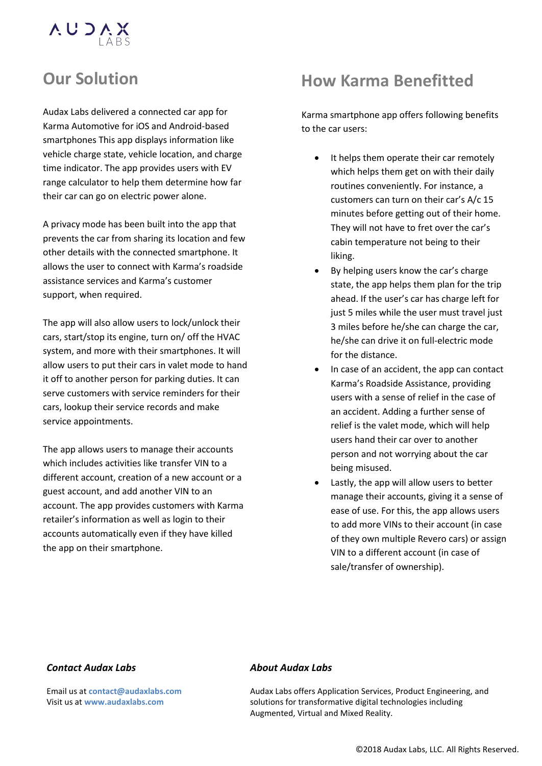AUDAX LABS

## Our Solution

Audax Labs delivered a connected car app for Karma Automotive for iOS and Android-based smartphones This app displays information like vehicle charge state, vehicle location, and charge time indicator. The app provides users with EV range calculator to help them determine how far their car can go on electric power alone.

A privacy mode has been built into the app that prevents the car from sharing its location and few other details with the connected smartphone. It allows the user to connect with Karma's roadside assistance services and Karma's customer support, when required.

The app will also allow users to lock/unlock their cars, start/stop its engine, turn on/ off the HVAC system, and more with their smartphones. It will allow users to put their cars in valet mode to hand it off to another person for parking duties. It can serve customers with service reminders for their cars, lookup their service records and make service appointments.

The app allows users to manage their accounts which includes activities like transfer VIN to a different account, creation of a new account or a guest account, and add another VIN to an account. The app provides customers with Karma retailer's information as well as login to their accounts automatically even if they have killed the app on their smartphone.

## How Karma Benefitted

Karma smartphone app offers following benefits to the car users:

- It helps them operate their car remotely which helps them get on with their daily routines conveniently. For instance, a customers can turn on their car's A/c 15 minutes before getting out of their home. They will not have to fret over the car's cabin temperature not being to their liking.
- By helping users know the car's charge state, the app helps them plan for the trip ahead. If the user's car has charge left for just 5 miles while the user must travel just 3 miles before he/she can charge the car, he/she can drive it on full-electric mode for the distance.
- In case of an accident, the app can contact Karma's Roadside Assistance, providing users with a sense of relief in the case of an accident. Adding a further sense of relief is the valet mode, which will help users hand their car over to another person and not worrying about the car being misused.
- Lastly, the app will allow users to better manage their accounts, giving it a sense of ease of use. For this, the app allows users to add more VINs to their account (in case of they own multiple Revero cars) or assign VIN to a different account (in case of sale/transfer of ownership).

### *Contact Audax Labs*

Email us at **contact@audaxlabs.com**
Visit us at **www.audaxlabs.com**

### *About Audax Labs*

Audax Labs offers Application Services, Product Engineering, and solutions for transformative digital technologies including Augmented, Virtual and Mixed Reality.

©2018 Audax Labs, LLC. All Rights Reserved.